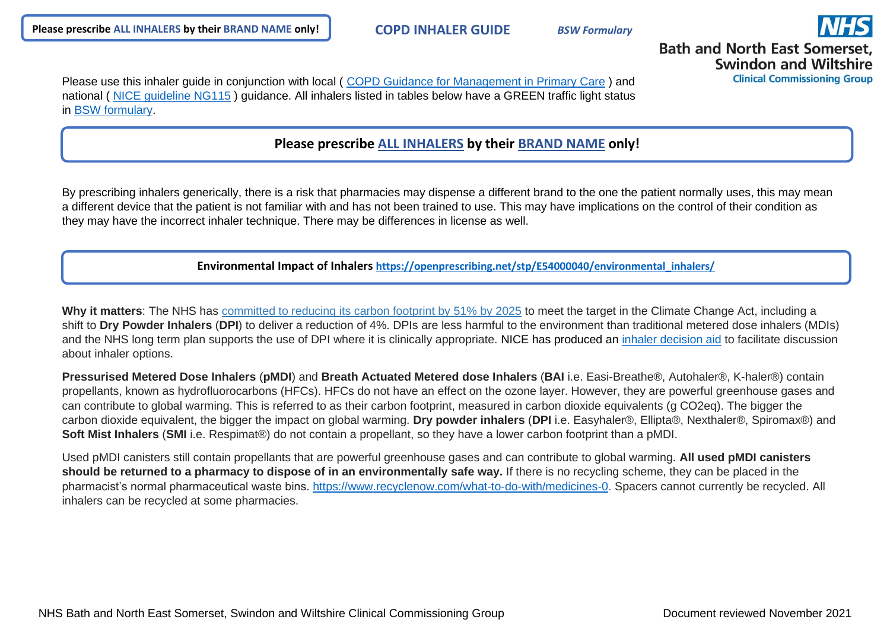**Please prescribe ALL INHALERS by their BRAND NAME only!**

# COPD INHALER GUIDE

*BSW Formulary*

NHS Bath and North East Somerset, Swindon and Wiltshire Clinical Commissioning Group

Please use this inhaler guide in conjunction with local ( COPD Guidance for Management in Primary Care ) and national ( NICE guideline NG115 ) guidance. All inhalers listed in tables below have a GREEN traffic light status in BSW formulary.

**Please prescribe ALL INHALERS by their BRAND NAME only!**

By prescribing inhalers generically, there is a risk that pharmacies may dispense a different brand to the one the patient normally uses, this may mean a different device that the patient is not familiar with and has not been trained to use. This may have implications on the control of their condition as they may have the incorrect inhaler technique. There may be differences in license as well.

**Environmental Impact of Inhalers** https://openprescribing.net/stp/E54000040/environmental_inhalers/

**Why it matters**: The NHS has committed to reducing its carbon footprint by 51% by 2025 to meet the target in the Climate Change Act, including a shift to **Dry Powder Inhalers** (**DPI**) to deliver a reduction of 4%. DPIs are less harmful to the environment than traditional metered dose inhalers (MDIs) and the NHS long term plan supports the use of DPI where it is clinically appropriate. NICE has produced an inhaler decision aid to facilitate discussion about inhaler options.

**Pressurised Metered Dose Inhalers** (**pMDI**) and **Breath Actuated Metered dose Inhalers** (**BAI** i.e. Easi-Breathe®, Autohaler®, K-haler®) contain propellants, known as hydrofluorocarbons (HFCs). HFCs do not have an effect on the ozone layer. However, they are powerful greenhouse gases and can contribute to global warming. This is referred to as their carbon footprint, measured in carbon dioxide equivalents (g CO2eq). The bigger the carbon dioxide equivalent, the bigger the impact on global warming. **Dry powder inhalers** (**DPI** i.e. Easyhaler®, Ellipta®, Nexthaler®, Spiromax®) and **Soft Mist Inhalers** (**SMI** i.e. Respimat®) do not contain a propellant, so they have a lower carbon footprint than a pMDI.

Used pMDI canisters still contain propellants that are powerful greenhouse gases and can contribute to global warming. **All used pMDI canisters should be returned to a pharmacy to dispose of in an environmentally safe way.** If there is no recycling scheme, they can be placed in the pharmacist's normal pharmaceutical waste bins. https://www.recyclenow.com/what-to-do-with/medicines-0. Spacers cannot currently be recycled. All inhalers can be recycled at some pharmacies.

NHS Bath and North East Somerset, Swindon and Wiltshire Clinical Commissioning Group

Document reviewed November 2021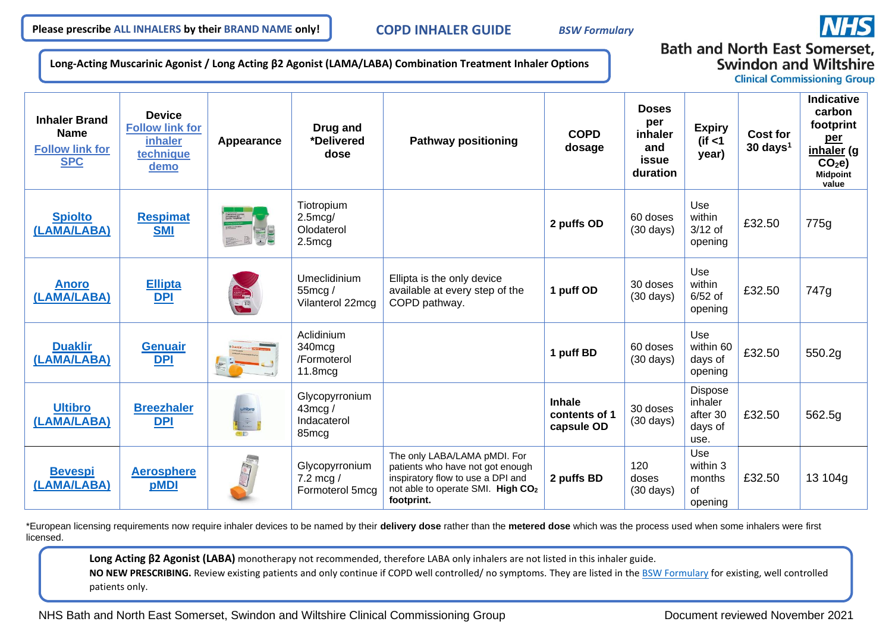**Please prescribe ALL INHALERS by their BRAND NAME only!**

## COPD INHALER GUIDE

*BSW Formulary*

NHS Bath and North East Somerset, Swindon and Wiltshire Clinical Commissioning Group

### Long-Acting Muscarinic Agonist / Long Acting β2 Agonist (LAMA/LABA) Combination Treatment Inhaler Options

| Inhaler Brand Name Follow link for SPC | Device Follow link for inhaler technique demo | Appearance | Drug and *Delivered dose | Pathway positioning | COPD dosage | Doses per inhaler and issue duration | Expiry (if <1 year) | Cost for 30 days[1] | Indicative carbon footprint per inhaler (g $CO_2e$) Midpoint value |
|---|---|---|---|---|---|---|---|---|---|
| Spiolto (LAMA/LABA) | Respimat SMI | | Tiotropium 2.5mcg/ Olodaterol 2.5mcg | | **2 puffs OD** | 60 doses (30 days) | Use within 3/12 of opening | £32.50 | 775g |
| Anoro (LAMA/LABA) | Ellipta DPI | | Umeclidinium 55mcg / Vilanterol 22mcg | Ellipta is the only device available at every step of the COPD pathway. | **1 puff OD** | 30 doses (30 days) | Use within 6/52 of opening | £32.50 | 747g |
| Duaklir (LAMA/LABA) | Genuair DPI | | Aclidinium 340mcg /Formoterol 11.8mcg | | **1 puff BD** | 60 doses (30 days) | Use within 60 days of opening | £32.50 | 550.2g |
| Ultibro (LAMA/LABA) | Breezhaler DPI | | Glycopyrronium 43mcg / Indacaterol 85mcg | | **Inhale contents of 1 capsule OD** | 30 doses (30 days) | Dispose inhaler after 30 days of use. | £32.50 | 562.5g |
| Bevespi (LAMA/LABA) | Aerosphere pMDI | | Glycopyrronium 7.2 mcg / Formoterol 5mcg | The only LABA/LAMA pMDI. For patients who have not got enough inspiratory flow to use a DPI and not able to operate SMI. **High $CO_2$ footprint.** | **2 puffs BD** | 120 doses (30 days) | Use within 3 months of opening | £32.50 | 13 104g |

*European licensing requirements now require inhaler devices to be named by their **delivery dose** rather than the **metered dose** which was the process used when some inhalers were first licensed.

**Long Acting β2 Agonist (LABA)** monotherapy not recommended, therefore LABA only inhalers are not listed in this inhaler guide.
**NO NEW PRESCRIBING.** Review existing patients and only continue if COPD well controlled/ no symptoms. They are listed in the BSW Formulary for existing, well controlled patients only.

NHS Bath and North East Somerset, Swindon and Wiltshire Clinical Commissioning Group — Document reviewed November 2021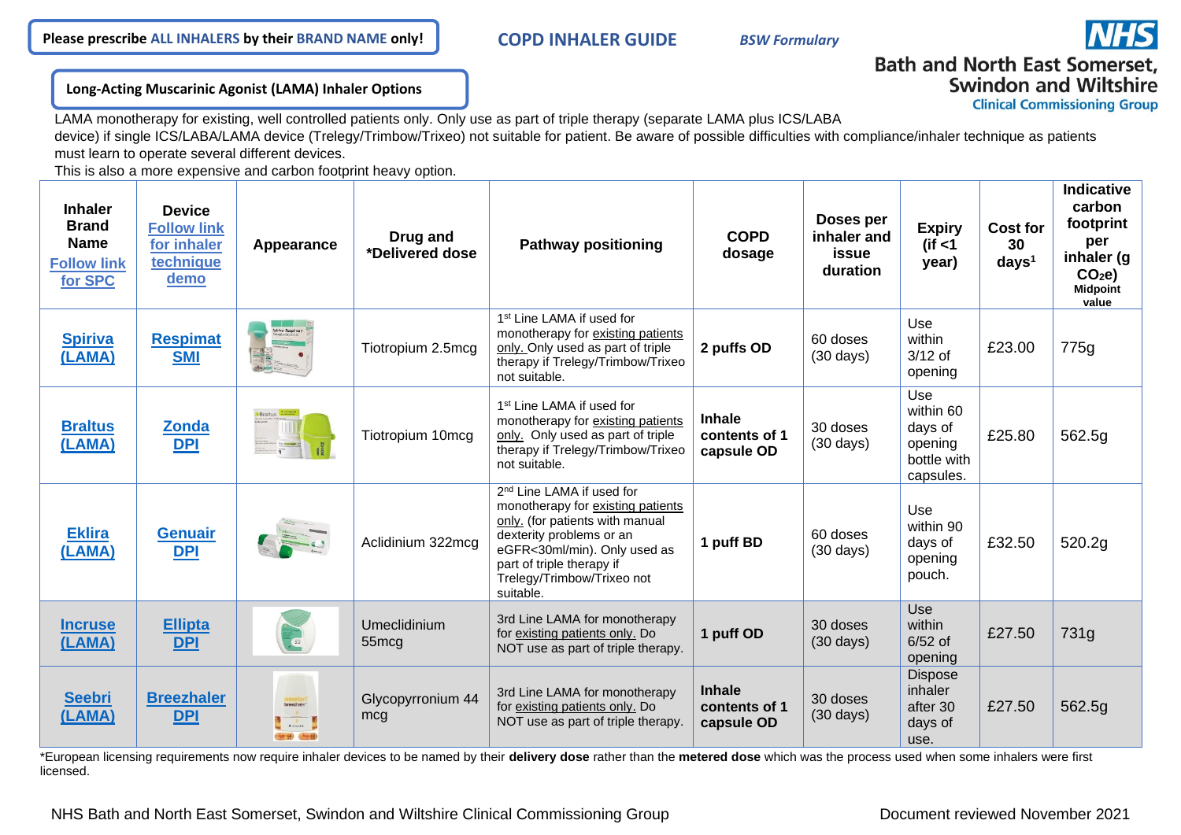**Please prescribe ALL INHALERS by their BRAND NAME only!**

**COPD INHALER GUIDE** *BSW Formulary*

Bath and North East Somerset, Swindon and Wiltshire Clinical Commissioning Group

## Long-Acting Muscarinic Agonist (LAMA) Inhaler Options

LAMA monotherapy for existing, well controlled patients only. Only use as part of triple therapy (separate LAMA plus ICS/LABA device) if single ICS/LABA/LAMA device (Trelegy/Trimbow/Trixeo) not suitable for patient. Be aware of possible difficulties with compliance/inhaler technique as patients must learn to operate several different devices.

This is also a more expensive and carbon footprint heavy option.

| Inhaler Brand Name Follow link for SPC | Device Follow link for inhaler technique demo | Appearance | Drug and *Delivered dose | Pathway positioning | COPD dosage | Doses per inhaler and issue duration | Expiry (if <1 year) | Cost for 30 days[1] | Indicative carbon footprint per inhaler (g $CO_2e$) Midpoint value |
|---|---|---|---|---|---|---|---|---|---|
| Spiriva (LAMA) | Respimat SMI | | Tiotropium 2.5mcg | 1st Line LAMA if used for monotherapy for existing patients only. Only used as part of triple therapy if Trelegy/Trimbow/Trixeo not suitable. | **2 puffs OD** | 60 doses (30 days) | Use within 3/12 of opening | £23.00 | 775g |
| Braltus (LAMA) | Zonda DPI | | Tiotropium 10mcg | 1st Line LAMA if used for monotherapy for existing patients only. Only used as part of triple therapy if Trelegy/Trimbow/Trixeo not suitable. | **Inhale contents of 1 capsule OD** | 30 doses (30 days) | Use within 60 days of opening bottle with capsules. | £25.80 | 562.5g |
| Eklira (LAMA) | Genuair DPI | | Aclidinium 322mcg | 2nd Line LAMA if used for monotherapy for existing patients only. (for patients with manual dexterity problems or an eGFR<30ml/min). Only used as part of triple therapy if Trelegy/Trimbow/Trixeo not suitable. | **1 puff BD** | 60 doses (30 days) | Use within 90 days of opening pouch. | £32.50 | 520.2g |
| Incruse (LAMA) | Ellipta DPI | | Umeclidinium 55mcg | 3rd Line LAMA for monotherapy for existing patients only. Do NOT use as part of triple therapy. | **1 puff OD** | 30 doses (30 days) | Use within 6/52 of opening | £27.50 | 731g |
| Seebri (LAMA) | Breezhaler DPI | | Glycopyrronium 44 mcg | 3rd Line LAMA for monotherapy for existing patients only. Do NOT use as part of triple therapy. | **Inhale contents of 1 capsule OD** | 30 doses (30 days) | Dispose inhaler after 30 days of use. | £27.50 | 562.5g |

*European licensing requirements now require inhaler devices to be named by their **delivery dose** rather than the **metered dose** which was the process used when some inhalers were first licensed.

NHS Bath and North East Somerset, Swindon and Wiltshire Clinical Commissioning Group — Document reviewed November 2021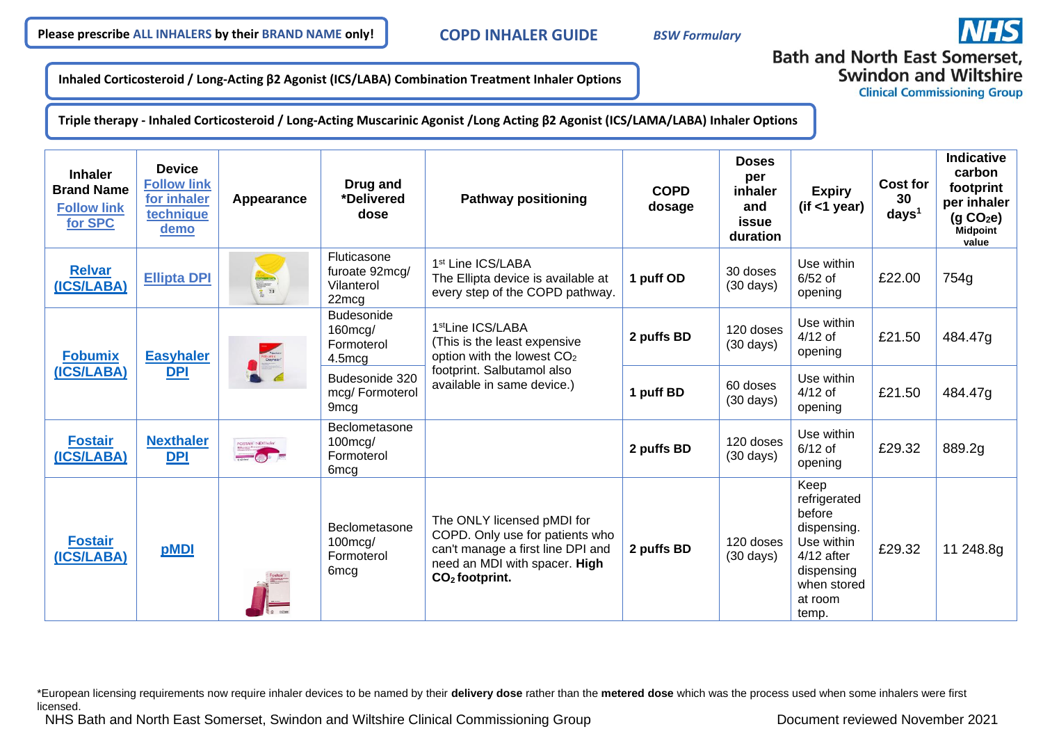**Please prescribe ALL INHALERS by their BRAND NAME only!**

**COPD INHALER GUIDE** *BSW Formulary*

Bath and North East Somerset, Swindon and Wiltshire Clinical Commissioning Group

**Inhaled Corticosteroid / Long-Acting β2 Agonist (ICS/LABA) Combination Treatment Inhaler Options**

**Triple therapy - Inhaled Corticosteroid / Long-Acting Muscarinic Agonist /Long Acting β2 Agonist (ICS/LAMA/LABA) Inhaler Options**

| Inhaler Brand Name Follow link for SPC | Device Follow link for inhaler technique demo | Appearance | Drug and *Delivered dose | Pathway positioning | COPD dosage | Doses per inhaler and issue duration | Expiry (if <1 year) | Cost for 30 days[1] | Indicative carbon footprint per inhaler (g $CO_2e$) Midpoint value |
|---|---|---|---|---|---|---|---|---|---|
| Relvar (ICS/LABA) | Ellipta DPI | | Fluticasone furoate 92mcg/ Vilanterol 22mcg | 1st Line ICS/LABA The Ellipta device is available at every step of the COPD pathway. | **1 puff OD** | 30 doses (30 days) | Use within 6/52 of opening | £22.00 | 754g |
| Fobumix (ICS/LABA) | Easyhaler DPI | | Budesonide 160mcg/ Formoterol 4.5mcg | 1stLine ICS/LABA (This is the least expensive option with the lowest $CO_2$ footprint. Salbutamol also available in same device.) | **2 puffs BD** | 120 doses (30 days) | Use within 4/12 of opening | £21.50 | 484.47g |
| | | | Budesonide 320 mcg/ Formoterol 9mcg | | **1 puff BD** | 60 doses (30 days) | Use within 4/12 of opening | £21.50 | 484.47g |
| Fostair (ICS/LABA) | Nexthaler DPI | | Beclometasone 100mcg/ Formoterol 6mcg | | **2 puffs BD** | 120 doses (30 days) | Use within 6/12 of opening | £29.32 | 889.2g |
| Fostair (ICS/LABA) | pMDI | | Beclometasone 100mcg/ Formoterol 6mcg | The ONLY licensed pMDI for COPD. Only use for patients who can't manage a first line DPI and need an MDI with spacer. **High $CO_2$ footprint.** | **2 puffs BD** | 120 doses (30 days) | Keep refrigerated before dispensing. Use within 4/12 after dispensing when stored at room temp. | £29.32 | 11 248.8g |

*European licensing requirements now require inhaler devices to be named by their **delivery dose** rather than the **metered dose** which was the process used when some inhalers were first licensed.

NHS Bath and North East Somerset, Swindon and Wiltshire Clinical Commissioning Group — Document reviewed November 2021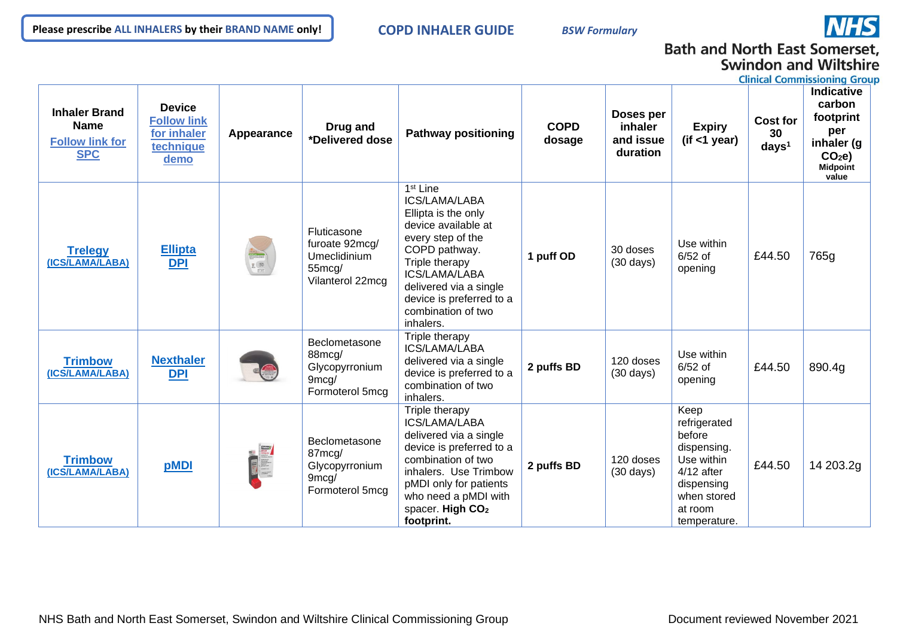**Please prescribe ALL INHALERS by their BRAND NAME only!**

## COPD INHALER GUIDE

*BSW Formulary*

Bath and North East Somerset, Swindon and Wiltshire Clinical Commissioning Group

| Inhaler Brand Name Follow link for SPC | Device Follow link for inhaler technique demo | Appearance | Drug and *Delivered dose | Pathway positioning | COPD dosage | Doses per inhaler and issue duration | Expiry (if <1 year) | Cost for 30 days[1] | Indicative carbon footprint per inhaler (g $CO_2e$) Midpoint value |
|---|---|---|---|---|---|---|---|---|---|
| Trelegy (ICS/LAMA/LABA) | Ellipta DPI | | Fluticasone furoate 92mcg/ Umeclidinium 55mcg/ Vilanterol 22mcg | 1st Line ICS/LAMA/LABA Ellipta is the only device available at every step of the COPD pathway. Triple therapy ICS/LAMA/LABA delivered via a single device is preferred to a combination of two inhalers. | **1 puff OD** | 30 doses (30 days) | Use within 6/52 of opening | £44.50 | 765g |
| Trimbow (ICS/LAMA/LABA) | Nexthaler DPI | | Beclometasone 88mcg/ Glycopyrronium 9mcg/ Formoterol 5mcg | Triple therapy ICS/LAMA/LABA delivered via a single device is preferred to a combination of two inhalers. | **2 puffs BD** | 120 doses (30 days) | Use within 6/52 of opening | £44.50 | 890.4g |
| Trimbow (ICS/LAMA/LABA) | pMDI | | Beclometasone 87mcg/ Glycopyrronium 9mcg/ Formoterol 5mcg | Triple therapy ICS/LAMA/LABA delivered via a single device is preferred to a combination of two inhalers. Use Trimbow pMDI only for patients who need a pMDI with spacer. **High $CO_2$ footprint.** | **2 puffs BD** | 120 doses (30 days) | Keep refrigerated before dispensing. Use within 4/12 after dispensing when stored at room temperature. | £44.50 | 14 203.2g |

NHS Bath and North East Somerset, Swindon and Wiltshire Clinical Commissioning Group

Document reviewed November 2021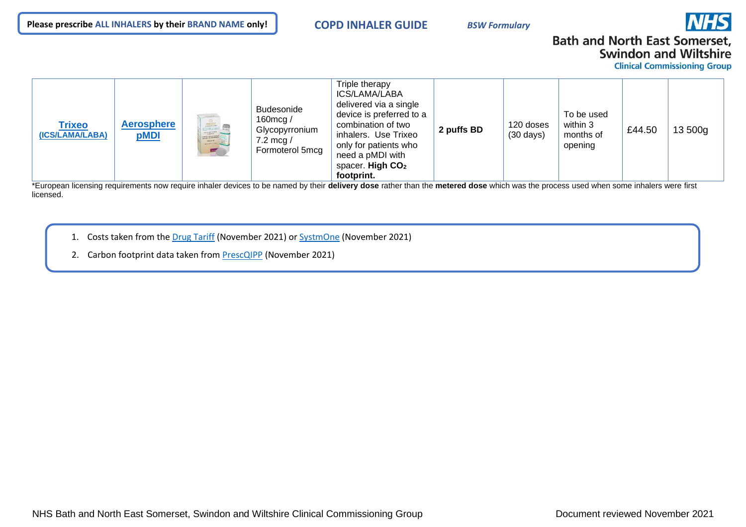**Please prescribe ALL INHALERS by their BRAND NAME only!**

**COPD INHALER GUIDE** *BSW Formulary*

| | | | | | | | | | |
|---|---|---|---|---|---|---|---|---|---|
| **Trixeo (ICS/LAMA/LABA)** | **Aerosphere pMDI** | | Budesonide 160mcg / Glycopyrronium 7.2 mcg / Formoterol 5mcg | Triple therapy ICS/LAMA/LABA delivered via a single device is preferred to a combination of two inhalers. Use Trixeo only for patients who need a pMDI with spacer. **High $CO_2$ footprint.** | **2 puffs BD** | 120 doses (30 days) | To be used within 3 months of opening | £44.50 | 13 500g |

*European licensing requirements now require inhaler devices to be named by their **delivery dose** rather than the **metered dose** which was the process used when some inhalers were first licensed.

1. Costs taken from the Drug Tariff (November 2021) or SystmOne (November 2021)
2. Carbon footprint data taken from PrescQIPP (November 2021)

NHS Bath and North East Somerset, Swindon and Wiltshire Clinical Commissioning Group

Document reviewed November 2021